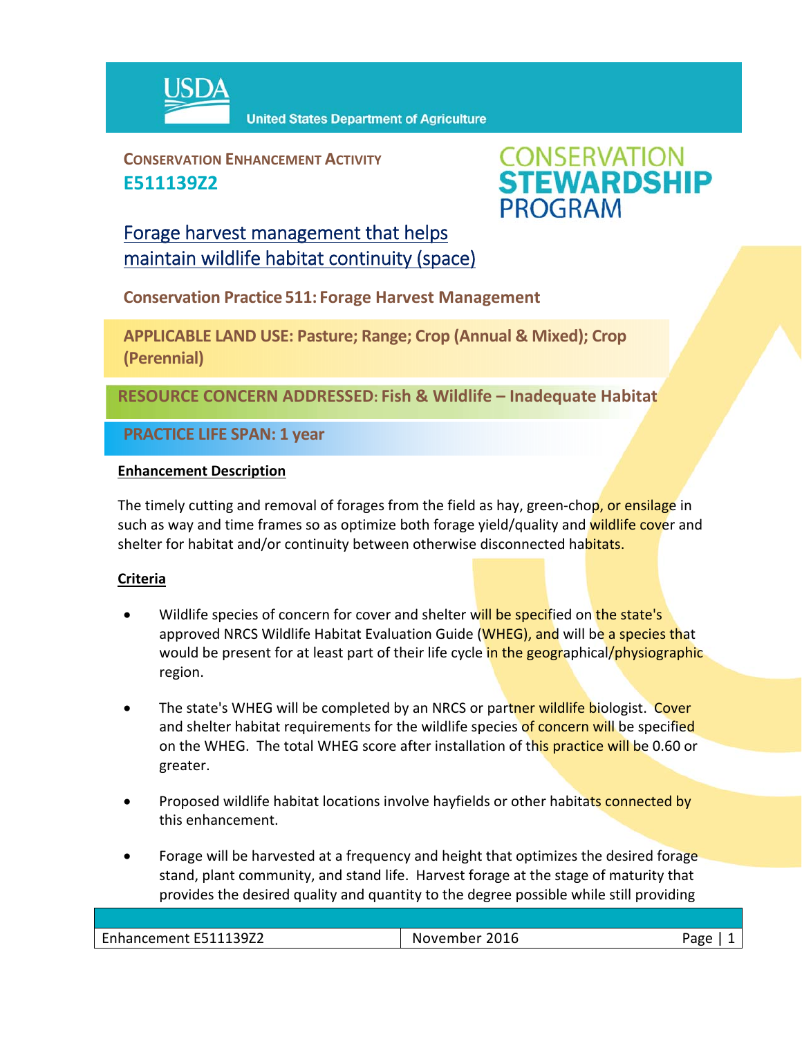USDA United States Department of Agriculture

**CONSERVATION ENHANCEMENT ACTIVITY**
**E511139Z2**

CONSERVATION STEWARDSHIP PROGRAM

# Forage harvest management that helps maintain wildlife habitat continuity (space)

**Conservation Practice 511: Forage Harvest Management**

**APPLICABLE LAND USE: Pasture; Range; Crop (Annual & Mixed); Crop (Perennial)**

**RESOURCE CONCERN ADDRESSED: Fish & Wildlife – Inadequate Habitat**

**PRACTICE LIFE SPAN: 1 year**

## Enhancement Description

The timely cutting and removal of forages from the field as hay, green-chop, or ensilage in such as way and time frames so as optimize both forage yield/quality and wildlife cover and shelter for habitat and/or continuity between otherwise disconnected habitats.

## Criteria

- Wildlife species of concern for cover and shelter will be specified on the state's approved NRCS Wildlife Habitat Evaluation Guide (WHEG), and will be a species that would be present for at least part of their life cycle in the geographical/physiographic region.
- The state's WHEG will be completed by an NRCS or partner wildlife biologist. Cover and shelter habitat requirements for the wildlife species of concern will be specified on the WHEG. The total WHEG score after installation of this practice will be 0.60 or greater.
- Proposed wildlife habitat locations involve hayfields or other habitats connected by this enhancement.
- Forage will be harvested at a frequency and height that optimizes the desired forage stand, plant community, and stand life. Harvest forage at the stage of maturity that provides the desired quality and quantity to the degree possible while still providing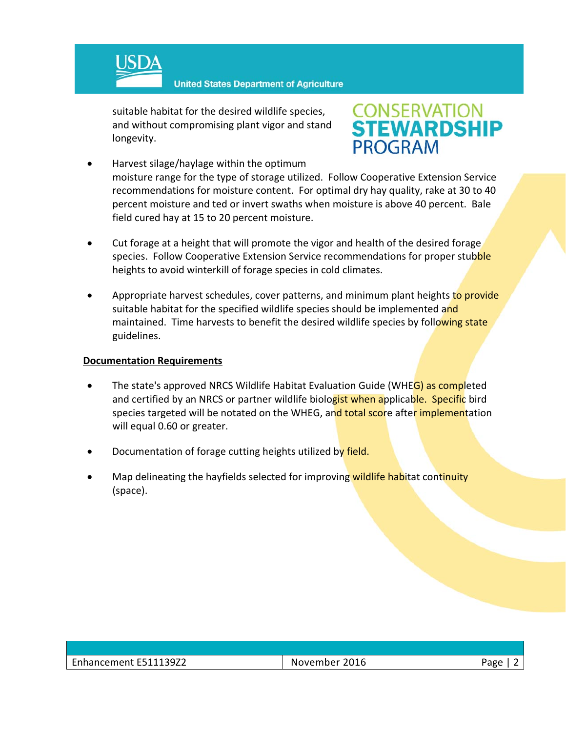suitable habitat for the desired wildlife species, and without compromising plant vigor and stand longevity.

- Harvest silage/haylage within the optimum moisture range for the type of storage utilized. Follow Cooperative Extension Service recommendations for moisture content. For optimal dry hay quality, rake at 30 to 40 percent moisture and ted or invert swaths when moisture is above 40 percent. Bale field cured hay at 15 to 20 percent moisture.

- Cut forage at a height that will promote the vigor and health of the desired forage species. Follow Cooperative Extension Service recommendations for proper stubble heights to avoid winterkill of forage species in cold climates.

- Appropriate harvest schedules, cover patterns, and minimum plant heights to provide suitable habitat for the specified wildlife species should be implemented and maintained. Time harvests to benefit the desired wildlife species by following state guidelines.

**Documentation Requirements**

- The state's approved NRCS Wildlife Habitat Evaluation Guide (WHEG) as completed and certified by an NRCS or partner wildlife biologist when applicable. Specific bird species targeted will be notated on the WHEG, and total score after implementation will equal 0.60 or greater.

- Documentation of forage cutting heights utilized by field.

- Map delineating the hayfields selected for improving wildlife habitat continuity (space).